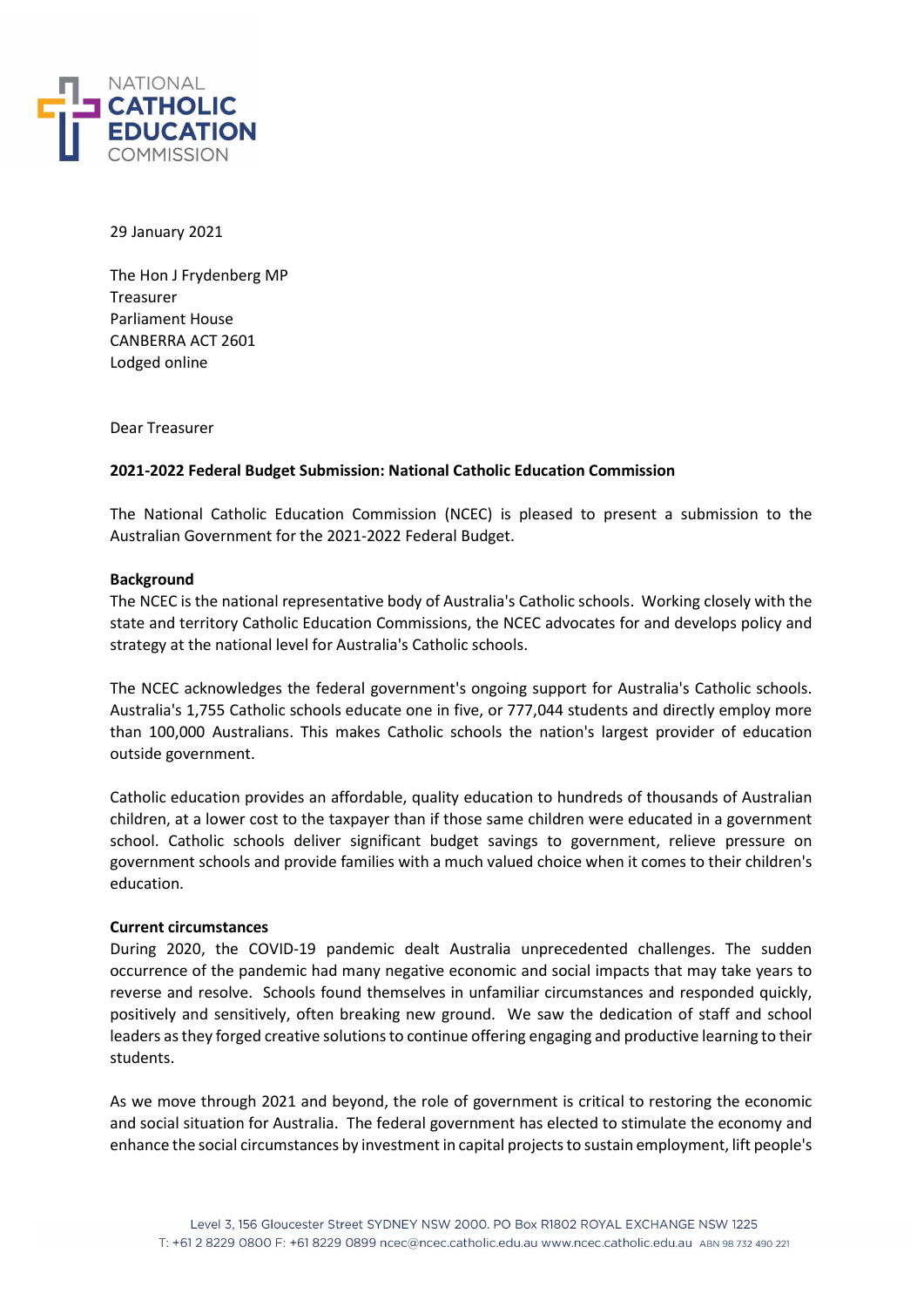NATIONAL CATHOLIC EDUCATION COMMISSION

29 January 2021

The Hon J Frydenberg MP
Treasurer
Parliament House
CANBERRA ACT 2601
Lodged online

Dear Treasurer

**2021-2022 Federal Budget Submission: National Catholic Education Commission**

The National Catholic Education Commission (NCEC) is pleased to present a submission to the Australian Government for the 2021-2022 Federal Budget.

**Background**

The NCEC is the national representative body of Australia's Catholic schools. Working closely with the state and territory Catholic Education Commissions, the NCEC advocates for and develops policy and strategy at the national level for Australia's Catholic schools.

The NCEC acknowledges the federal government's ongoing support for Australia's Catholic schools. Australia's 1,755 Catholic schools educate one in five, or 777,044 students and directly employ more than 100,000 Australians. This makes Catholic schools the nation's largest provider of education outside government.

Catholic education provides an affordable, quality education to hundreds of thousands of Australian children, at a lower cost to the taxpayer than if those same children were educated in a government school. Catholic schools deliver significant budget savings to government, relieve pressure on government schools and provide families with a much valued choice when it comes to their children's education.

**Current circumstances**

During 2020, the COVID-19 pandemic dealt Australia unprecedented challenges. The sudden occurrence of the pandemic had many negative economic and social impacts that may take years to reverse and resolve. Schools found themselves in unfamiliar circumstances and responded quickly, positively and sensitively, often breaking new ground. We saw the dedication of staff and school leaders as they forged creative solutions to continue offering engaging and productive learning to their students.

As we move through 2021 and beyond, the role of government is critical to restoring the economic and social situation for Australia. The federal government has elected to stimulate the economy and enhance the social circumstances by investment in capital projects to sustain employment, lift people's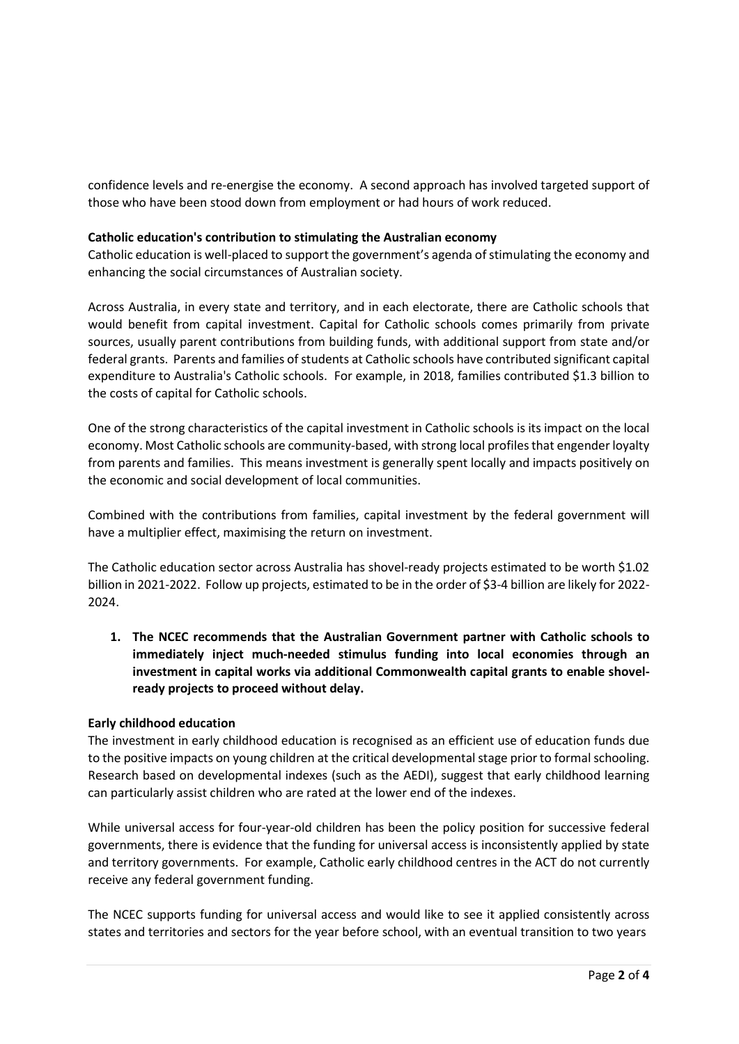confidence levels and re-energise the economy. A second approach has involved targeted support of those who have been stood down from employment or had hours of work reduced.

**Catholic education's contribution to stimulating the Australian economy**

Catholic education is well-placed to support the government's agenda of stimulating the economy and enhancing the social circumstances of Australian society.

Across Australia, in every state and territory, and in each electorate, there are Catholic schools that would benefit from capital investment. Capital for Catholic schools comes primarily from private sources, usually parent contributions from building funds, with additional support from state and/or federal grants. Parents and families of students at Catholic schools have contributed significant capital expenditure to Australia's Catholic schools. For example, in 2018, families contributed $1.3 billion to the costs of capital for Catholic schools.

One of the strong characteristics of the capital investment in Catholic schools is its impact on the local economy. Most Catholic schools are community-based, with strong local profiles that engender loyalty from parents and families. This means investment is generally spent locally and impacts positively on the economic and social development of local communities.

Combined with the contributions from families, capital investment by the federal government will have a multiplier effect, maximising the return on investment.

The Catholic education sector across Australia has shovel-ready projects estimated to be worth $1.02 billion in 2021-2022. Follow up projects, estimated to be in the order of $3-4 billion are likely for 2022-2024.

1. **The NCEC recommends that the Australian Government partner with Catholic schools to immediately inject much-needed stimulus funding into local economies through an investment in capital works via additional Commonwealth capital grants to enable shovel-ready projects to proceed without delay.**

**Early childhood education**

The investment in early childhood education is recognised as an efficient use of education funds due to the positive impacts on young children at the critical developmental stage prior to formal schooling. Research based on developmental indexes (such as the AEDI), suggest that early childhood learning can particularly assist children who are rated at the lower end of the indexes.

While universal access for four-year-old children has been the policy position for successive federal governments, there is evidence that the funding for universal access is inconsistently applied by state and territory governments. For example, Catholic early childhood centres in the ACT do not currently receive any federal government funding.

The NCEC supports funding for universal access and would like to see it applied consistently across states and territories and sectors for the year before school, with an eventual transition to two years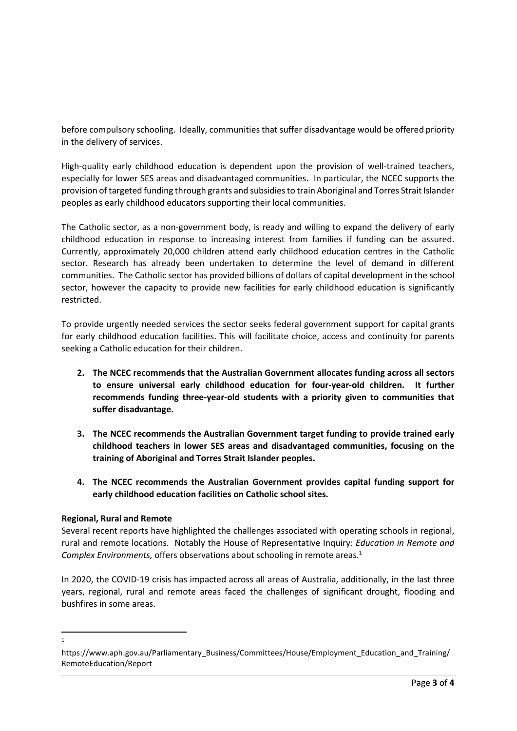before compulsory schooling. Ideally, communities that suffer disadvantage would be offered priority in the delivery of services.

High-quality early childhood education is dependent upon the provision of well-trained teachers, especially for lower SES areas and disadvantaged communities. In particular, the NCEC supports the provision of targeted funding through grants and subsidies to train Aboriginal and Torres Strait Islander peoples as early childhood educators supporting their local communities.

The Catholic sector, as a non-government body, is ready and willing to expand the delivery of early childhood education in response to increasing interest from families if funding can be assured. Currently, approximately 20,000 children attend early childhood education centres in the Catholic sector. Research has already been undertaken to determine the level of demand in different communities. The Catholic sector has provided billions of dollars of capital development in the school sector, however the capacity to provide new facilities for early childhood education is significantly restricted.

To provide urgently needed services the sector seeks federal government support for capital grants for early childhood education facilities. This will facilitate choice, access and continuity for parents seeking a Catholic education for their children.

2. **The NCEC recommends that the Australian Government allocates funding across all sectors to ensure universal early childhood education for four-year-old children. It further recommends funding three-year-old students with a priority given to communities that suffer disadvantage.**

3. **The NCEC recommends the Australian Government target funding to provide trained early childhood teachers in lower SES areas and disadvantaged communities, focusing on the training of Aboriginal and Torres Strait Islander peoples.**

4. **The NCEC recommends the Australian Government provides capital funding support for early childhood education facilities on Catholic school sites.**

**Regional, Rural and Remote**

Several recent reports have highlighted the challenges associated with operating schools in regional, rural and remote locations. Notably the House of Representative Inquiry: *Education in Remote and Complex Environments,* offers observations about schooling in remote areas.[1]

In 2020, the COVID-19 crisis has impacted across all areas of Australia, additionally, in the last three years, regional, rural and remote areas faced the challenges of significant drought, flooding and bushfires in some areas.

---

[1] https://www.aph.gov.au/Parliamentary_Business/Committees/House/Employment_Education_and_Training/RemoteEducation/Report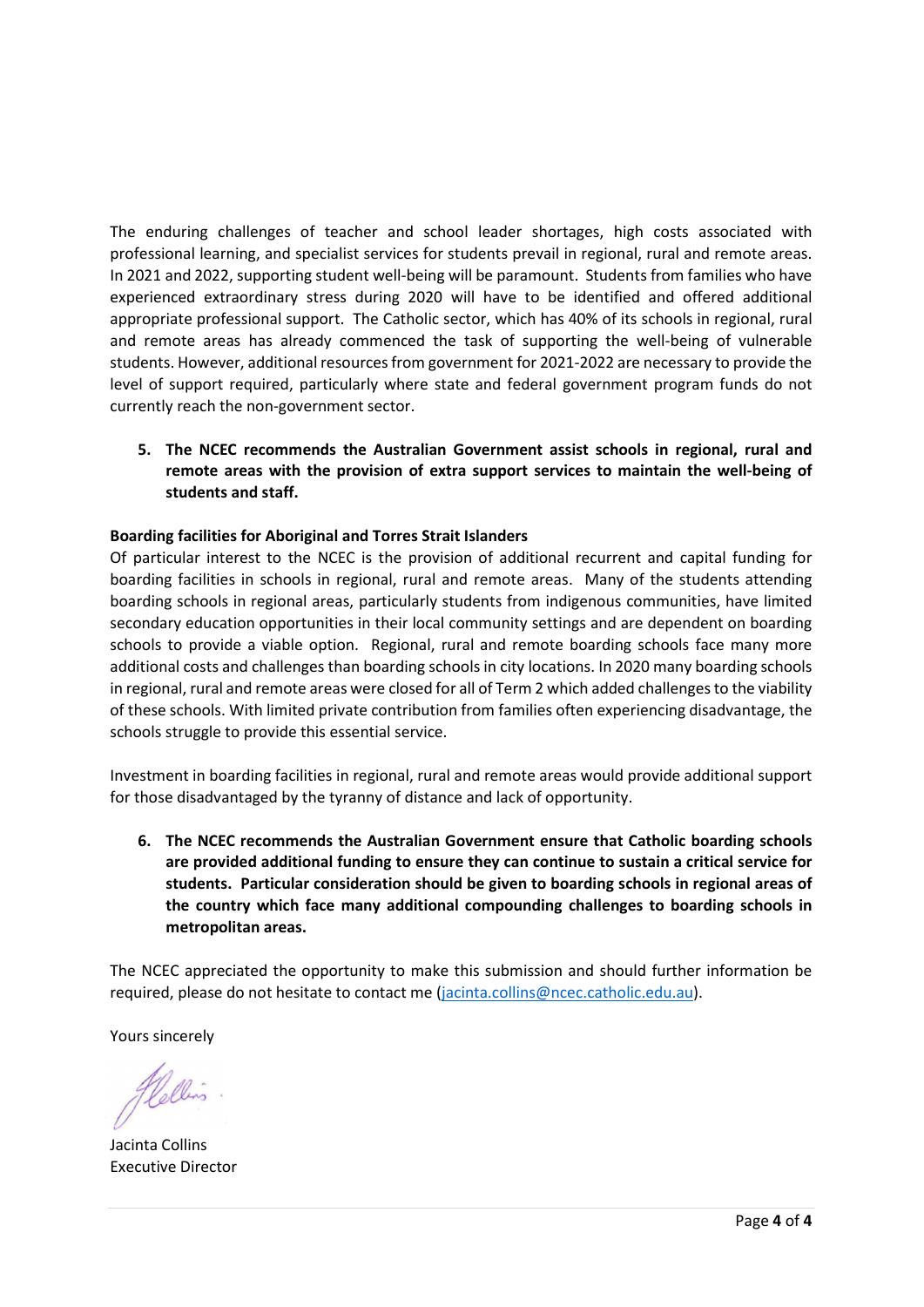The enduring challenges of teacher and school leader shortages, high costs associated with professional learning, and specialist services for students prevail in regional, rural and remote areas. In 2021 and 2022, supporting student well-being will be paramount. Students from families who have experienced extraordinary stress during 2020 will have to be identified and offered additional appropriate professional support. The Catholic sector, which has 40% of its schools in regional, rural and remote areas has already commenced the task of supporting the well-being of vulnerable students. However, additional resources from government for 2021-2022 are necessary to provide the level of support required, particularly where state and federal government program funds do not currently reach the non-government sector.

5. **The NCEC recommends the Australian Government assist schools in regional, rural and remote areas with the provision of extra support services to maintain the well-being of students and staff.**

**Boarding facilities for Aboriginal and Torres Strait Islanders**

Of particular interest to the NCEC is the provision of additional recurrent and capital funding for boarding facilities in schools in regional, rural and remote areas. Many of the students attending boarding schools in regional areas, particularly students from indigenous communities, have limited secondary education opportunities in their local community settings and are dependent on boarding schools to provide a viable option. Regional, rural and remote boarding schools face many more additional costs and challenges than boarding schools in city locations. In 2020 many boarding schools in regional, rural and remote areas were closed for all of Term 2 which added challenges to the viability of these schools. With limited private contribution from families often experiencing disadvantage, the schools struggle to provide this essential service.

Investment in boarding facilities in regional, rural and remote areas would provide additional support for those disadvantaged by the tyranny of distance and lack of opportunity.

6. **The NCEC recommends the Australian Government ensure that Catholic boarding schools are provided additional funding to ensure they can continue to sustain a critical service for students. Particular consideration should be given to boarding schools in regional areas of the country which face many additional compounding challenges to boarding schools in metropolitan areas.**

The NCEC appreciated the opportunity to make this submission and should further information be required, please do not hesitate to contact me (jacinta.collins@ncec.catholic.edu.au).

Yours sincerely

Jacinta Collins
Executive Director